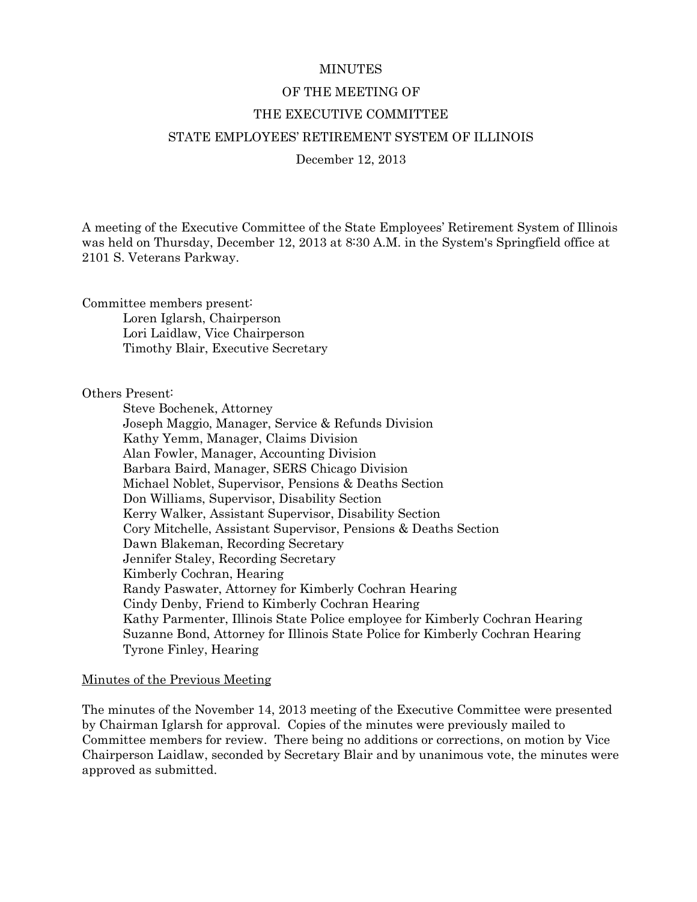# MINUTES

# OF THE MEETING OF

# THE EXECUTIVE COMMITTEE

# STATE EMPLOYEES' RETIREMENT SYSTEM OF ILLINOIS

December 12, 2013

A meeting of the Executive Committee of the State Employees' Retirement System of Illinois was held on Thursday, December 12, 2013 at 8:30 A.M. in the System's Springfield office at 2101 S. Veterans Parkway.

Committee members present:

- Loren Iglarsh, Chairperson
- Lori Laidlaw, Vice Chairperson
- Timothy Blair, Executive Secretary

Others Present:

- Steve Bochenek, Attorney
- Joseph Maggio, Manager, Service & Refunds Division
- Kathy Yemm, Manager, Claims Division
- Alan Fowler, Manager, Accounting Division
- Barbara Baird, Manager, SERS Chicago Division
- Michael Noblet, Supervisor, Pensions & Deaths Section
- Don Williams, Supervisor, Disability Section
- Kerry Walker, Assistant Supervisor, Disability Section
- Cory Mitchelle, Assistant Supervisor, Pensions & Deaths Section
- Dawn Blakeman, Recording Secretary
- Jennifer Staley, Recording Secretary
- Kimberly Cochran, Hearing
- Randy Paswater, Attorney for Kimberly Cochran Hearing
- Cindy Denby, Friend to Kimberly Cochran Hearing
- Kathy Parmenter, Illinois State Police employee for Kimberly Cochran Hearing
- Suzanne Bond, Attorney for Illinois State Police for Kimberly Cochran Hearing
- Tyrone Finley, Hearing

<u>Minutes of the Previous Meeting</u>

The minutes of the November 14, 2013 meeting of the Executive Committee were presented by Chairman Iglarsh for approval. Copies of the minutes were previously mailed to Committee members for review. There being no additions or corrections, on motion by Vice Chairperson Laidlaw, seconded by Secretary Blair and by unanimous vote, the minutes were approved as submitted.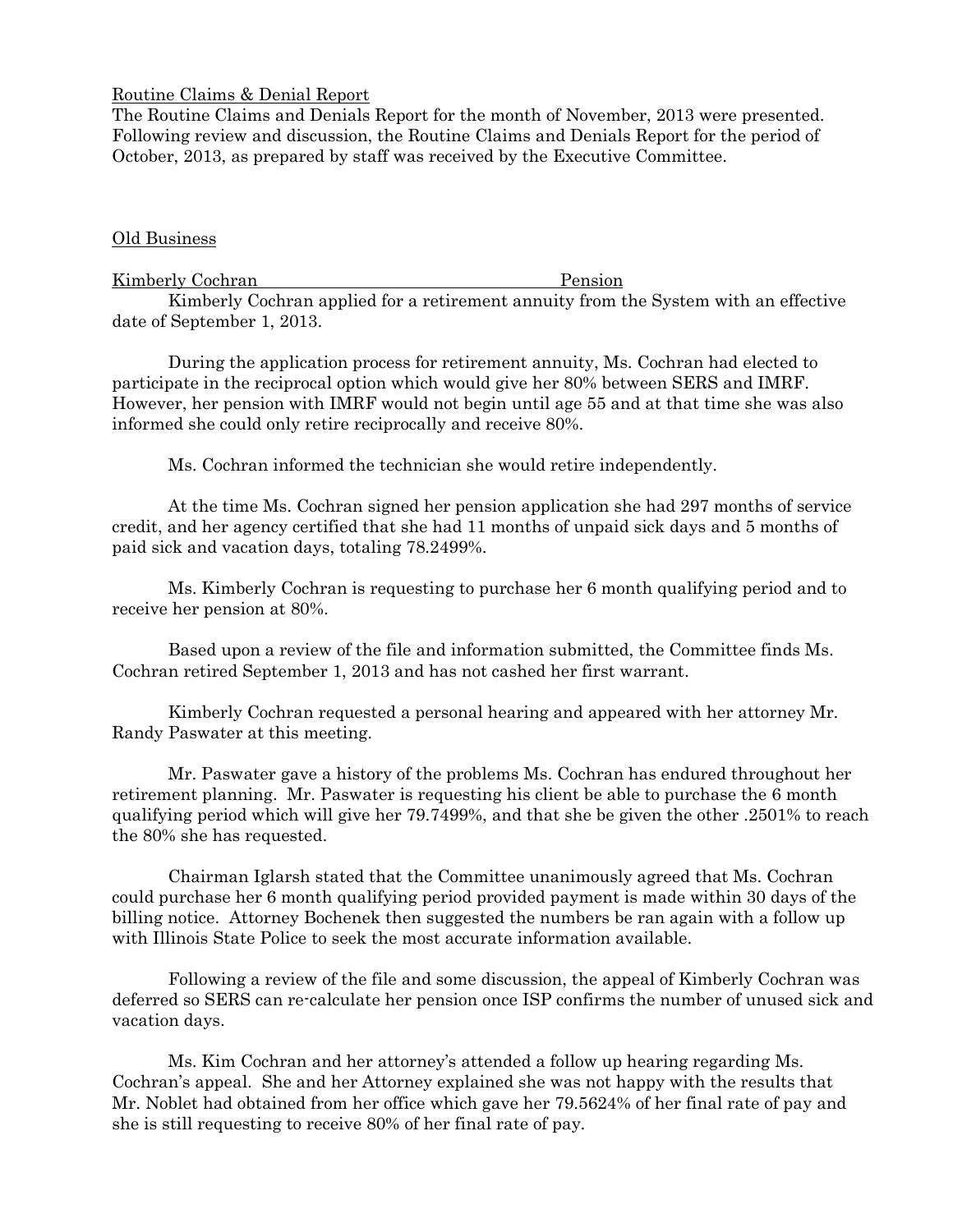Routine Claims & Denial Report

The Routine Claims and Denials Report for the month of November, 2013 were presented. Following review and discussion, the Routine Claims and Denials Report for the period of October, 2013, as prepared by staff was received by the Executive Committee.

Old Business

Kimberly Cochran Pension

Kimberly Cochran applied for a retirement annuity from the System with an effective date of September 1, 2013.

During the application process for retirement annuity, Ms. Cochran had elected to participate in the reciprocal option which would give her 80% between SERS and IMRF. However, her pension with IMRF would not begin until age 55 and at that time she was also informed she could only retire reciprocally and receive 80%.

Ms. Cochran informed the technician she would retire independently.

At the time Ms. Cochran signed her pension application she had 297 months of service credit, and her agency certified that she had 11 months of unpaid sick days and 5 months of paid sick and vacation days, totaling 78.2499%.

Ms. Kimberly Cochran is requesting to purchase her 6 month qualifying period and to receive her pension at 80%.

Based upon a review of the file and information submitted, the Committee finds Ms. Cochran retired September 1, 2013 and has not cashed her first warrant.

Kimberly Cochran requested a personal hearing and appeared with her attorney Mr. Randy Paswater at this meeting.

Mr. Paswater gave a history of the problems Ms. Cochran has endured throughout her retirement planning. Mr. Paswater is requesting his client be able to purchase the 6 month qualifying period which will give her 79.7499%, and that she be given the other .2501% to reach the 80% she has requested.

Chairman Iglarsh stated that the Committee unanimously agreed that Ms. Cochran could purchase her 6 month qualifying period provided payment is made within 30 days of the billing notice. Attorney Bochenek then suggested the numbers be ran again with a follow up with Illinois State Police to seek the most accurate information available.

Following a review of the file and some discussion, the appeal of Kimberly Cochran was deferred so SERS can re-calculate her pension once ISP confirms the number of unused sick and vacation days.

Ms. Kim Cochran and her attorney's attended a follow up hearing regarding Ms. Cochran's appeal. She and her Attorney explained she was not happy with the results that Mr. Noblet had obtained from her office which gave her 79.5624% of her final rate of pay and she is still requesting to receive 80% of her final rate of pay.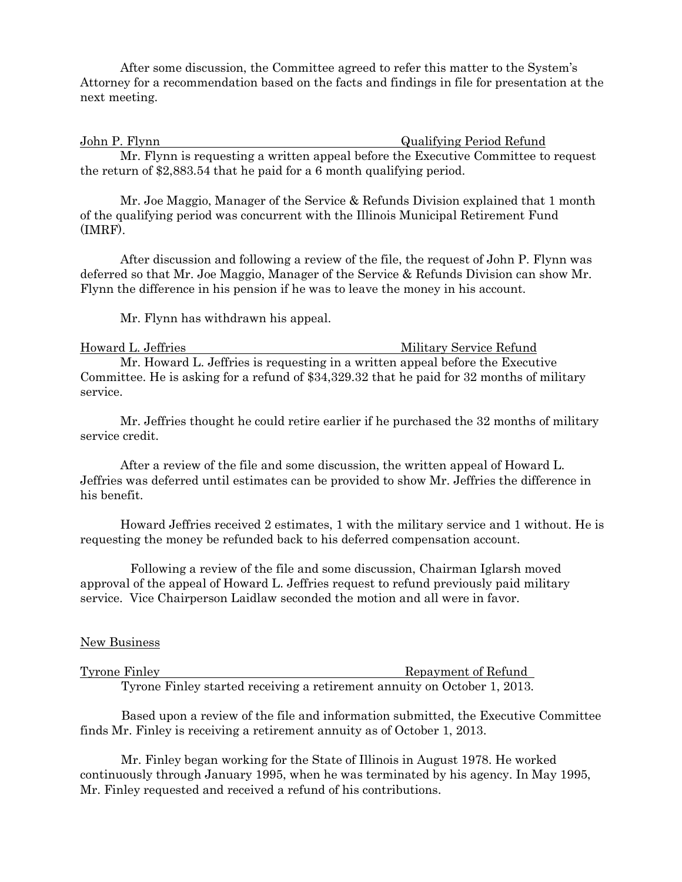After some discussion, the Committee agreed to refer this matter to the System's Attorney for a recommendation based on the facts and findings in file for presentation at the next meeting.

John P. Flynn — Qualifying Period Refund

Mr. Flynn is requesting a written appeal before the Executive Committee to request the return of $2,883.54 that he paid for a 6 month qualifying period.

Mr. Joe Maggio, Manager of the Service & Refunds Division explained that 1 month of the qualifying period was concurrent with the Illinois Municipal Retirement Fund (IMRF).

After discussion and following a review of the file, the request of John P. Flynn was deferred so that Mr. Joe Maggio, Manager of the Service & Refunds Division can show Mr. Flynn the difference in his pension if he was to leave the money in his account.

Mr. Flynn has withdrawn his appeal.

Howard L. Jeffries — Military Service Refund

Mr. Howard L. Jeffries is requesting in a written appeal before the Executive Committee. He is asking for a refund of $34,329.32 that he paid for 32 months of military service.

Mr. Jeffries thought he could retire earlier if he purchased the 32 months of military service credit.

After a review of the file and some discussion, the written appeal of Howard L. Jeffries was deferred until estimates can be provided to show Mr. Jeffries the difference in his benefit.

Howard Jeffries received 2 estimates, 1 with the military service and 1 without. He is requesting the money be refunded back to his deferred compensation account.

Following a review of the file and some discussion, Chairman Iglarsh moved approval of the appeal of Howard L. Jeffries request to refund previously paid military service. Vice Chairperson Laidlaw seconded the motion and all were in favor.

New Business

Tyrone Finley — Repayment of Refund

Tyrone Finley started receiving a retirement annuity on October 1, 2013.

Based upon a review of the file and information submitted, the Executive Committee finds Mr. Finley is receiving a retirement annuity as of October 1, 2013.

Mr. Finley began working for the State of Illinois in August 1978. He worked continuously through January 1995, when he was terminated by his agency. In May 1995, Mr. Finley requested and received a refund of his contributions.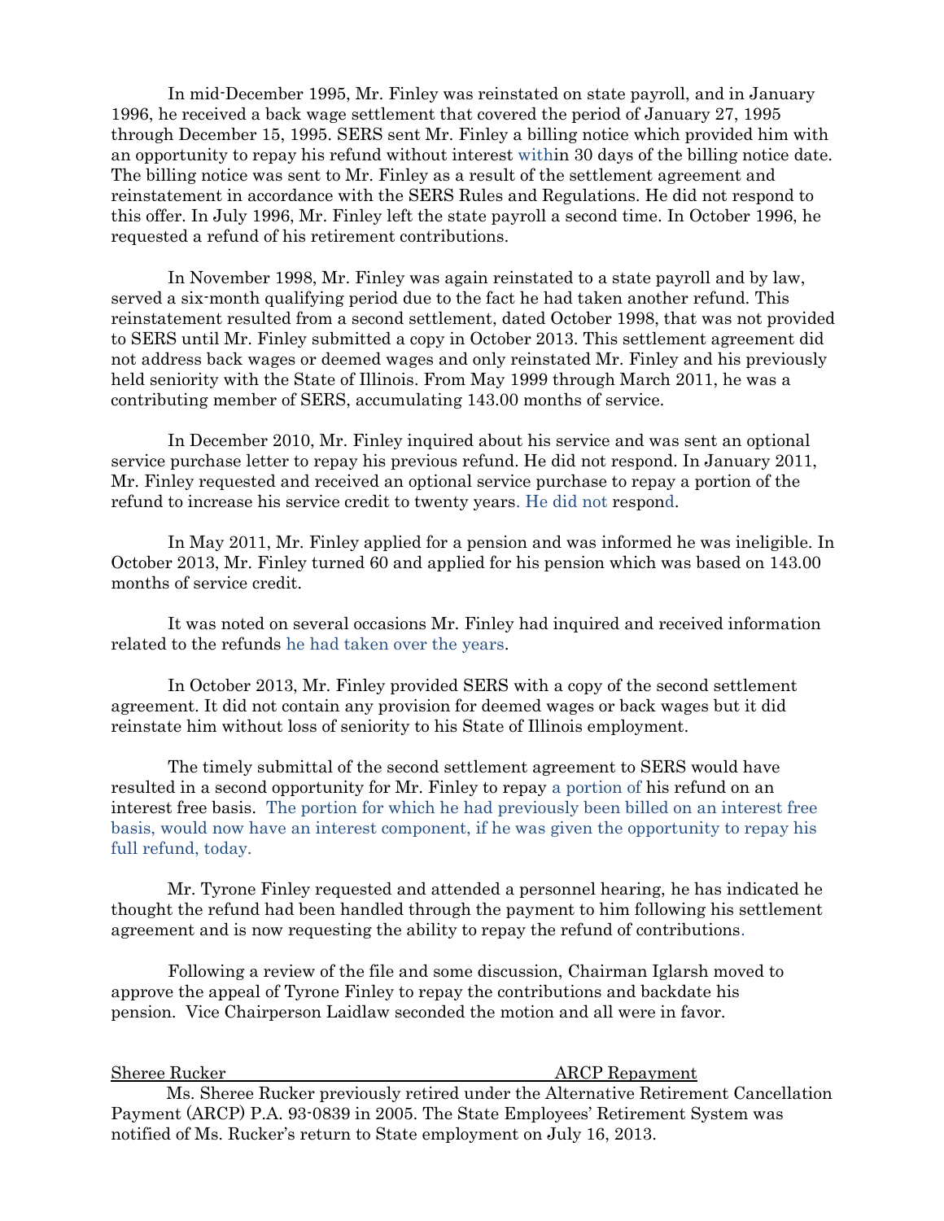In mid-December 1995, Mr. Finley was reinstated on state payroll, and in January 1996, he received a back wage settlement that covered the period of January 27, 1995 through December 15, 1995. SERS sent Mr. Finley a billing notice which provided him with an opportunity to repay his refund without interest within 30 days of the billing notice date. The billing notice was sent to Mr. Finley as a result of the settlement agreement and reinstatement in accordance with the SERS Rules and Regulations. He did not respond to this offer. In July 1996, Mr. Finley left the state payroll a second time. In October 1996, he requested a refund of his retirement contributions.

In November 1998, Mr. Finley was again reinstated to a state payroll and by law, served a six-month qualifying period due to the fact he had taken another refund. This reinstatement resulted from a second settlement, dated October 1998, that was not provided to SERS until Mr. Finley submitted a copy in October 2013. This settlement agreement did not address back wages or deemed wages and only reinstated Mr. Finley and his previously held seniority with the State of Illinois. From May 1999 through March 2011, he was a contributing member of SERS, accumulating 143.00 months of service.

In December 2010, Mr. Finley inquired about his service and was sent an optional service purchase letter to repay his previous refund. He did not respond. In January 2011, Mr. Finley requested and received an optional service purchase to repay a portion of the refund to increase his service credit to twenty years. He did not respond.

In May 2011, Mr. Finley applied for a pension and was informed he was ineligible. In October 2013, Mr. Finley turned 60 and applied for his pension which was based on 143.00 months of service credit.

It was noted on several occasions Mr. Finley had inquired and received information related to the refunds he had taken over the years.

In October 2013, Mr. Finley provided SERS with a copy of the second settlement agreement. It did not contain any provision for deemed wages or back wages but it did reinstate him without loss of seniority to his State of Illinois employment.

The timely submittal of the second settlement agreement to SERS would have resulted in a second opportunity for Mr. Finley to repay a portion of his refund on an interest free basis. The portion for which he had previously been billed on an interest free basis, would now have an interest component, if he was given the opportunity to repay his full refund, today.

Mr. Tyrone Finley requested and attended a personnel hearing, he has indicated he thought the refund had been handled through the payment to him following his settlement agreement and is now requesting the ability to repay the refund of contributions.

Following a review of the file and some discussion, Chairman Iglarsh moved to approve the appeal of Tyrone Finley to repay the contributions and backdate his pension. Vice Chairperson Laidlaw seconded the motion and all were in favor.

Sheree Rucker — ARCP Repayment

Ms. Sheree Rucker previously retired under the Alternative Retirement Cancellation Payment (ARCP) P.A. 93-0839 in 2005. The State Employees' Retirement System was notified of Ms. Rucker's return to State employment on July 16, 2013.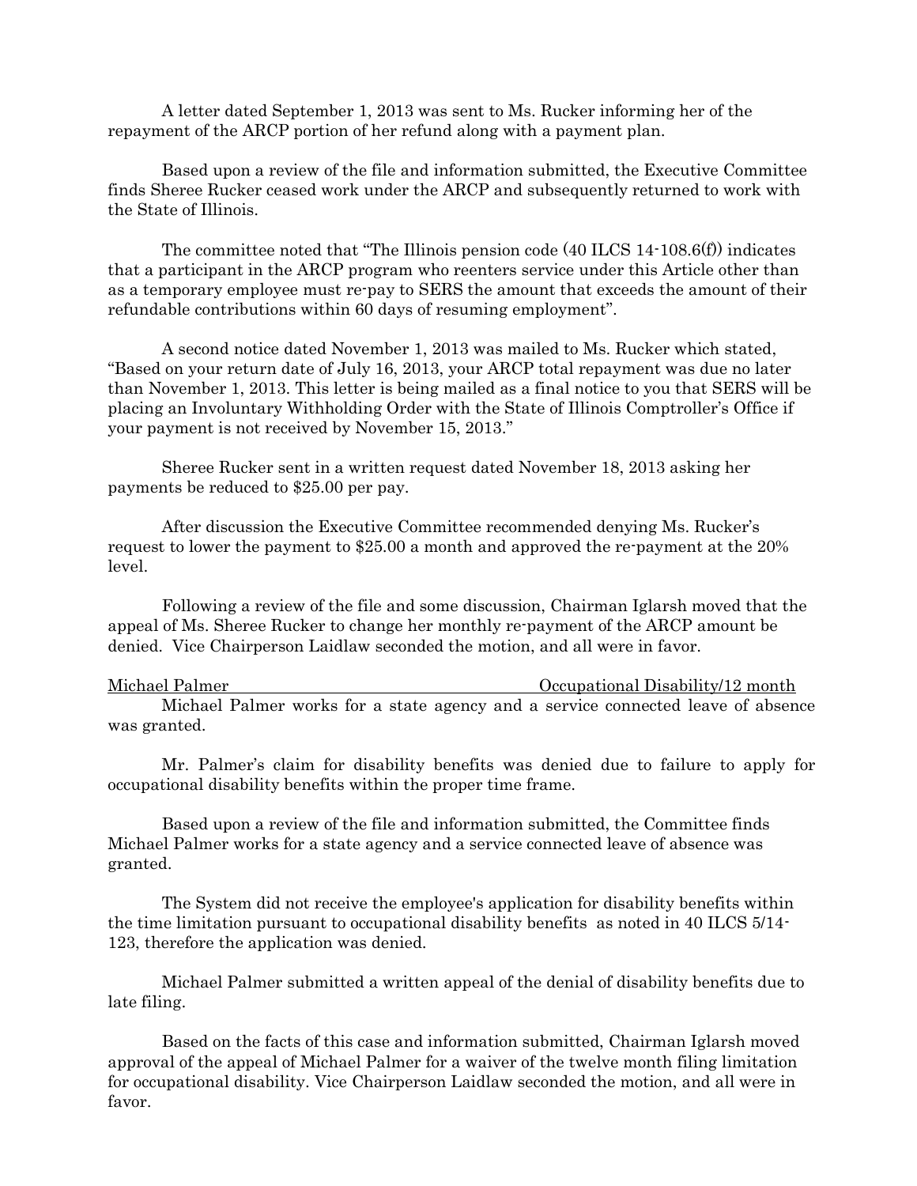A letter dated September 1, 2013 was sent to Ms. Rucker informing her of the repayment of the ARCP portion of her refund along with a payment plan.

Based upon a review of the file and information submitted, the Executive Committee finds Sheree Rucker ceased work under the ARCP and subsequently returned to work with the State of Illinois.

The committee noted that "The Illinois pension code (40 ILCS 14-108.6(f)) indicates that a participant in the ARCP program who reenters service under this Article other than as a temporary employee must re-pay to SERS the amount that exceeds the amount of their refundable contributions within 60 days of resuming employment".

A second notice dated November 1, 2013 was mailed to Ms. Rucker which stated, "Based on your return date of July 16, 2013, your ARCP total repayment was due no later than November 1, 2013. This letter is being mailed as a final notice to you that SERS will be placing an Involuntary Withholding Order with the State of Illinois Comptroller's Office if your payment is not received by November 15, 2013."

Sheree Rucker sent in a written request dated November 18, 2013 asking her payments be reduced to $25.00 per pay.

After discussion the Executive Committee recommended denying Ms. Rucker's request to lower the payment to $25.00 a month and approved the re-payment at the 20% level.

Following a review of the file and some discussion, Chairman Iglarsh moved that the appeal of Ms. Sheree Rucker to change her monthly re-payment of the ARCP amount be denied. Vice Chairperson Laidlaw seconded the motion, and all were in favor.

<u>Michael Palmer</u> <u>Occupational Disability/12 month</u>

Michael Palmer works for a state agency and a service connected leave of absence was granted.

Mr. Palmer's claim for disability benefits was denied due to failure to apply for occupational disability benefits within the proper time frame.

Based upon a review of the file and information submitted, the Committee finds Michael Palmer works for a state agency and a service connected leave of absence was granted.

The System did not receive the employee's application for disability benefits within the time limitation pursuant to occupational disability benefits as noted in 40 ILCS 5/14-123, therefore the application was denied.

Michael Palmer submitted a written appeal of the denial of disability benefits due to late filing.

Based on the facts of this case and information submitted, Chairman Iglarsh moved approval of the appeal of Michael Palmer for a waiver of the twelve month filing limitation for occupational disability. Vice Chairperson Laidlaw seconded the motion, and all were in favor.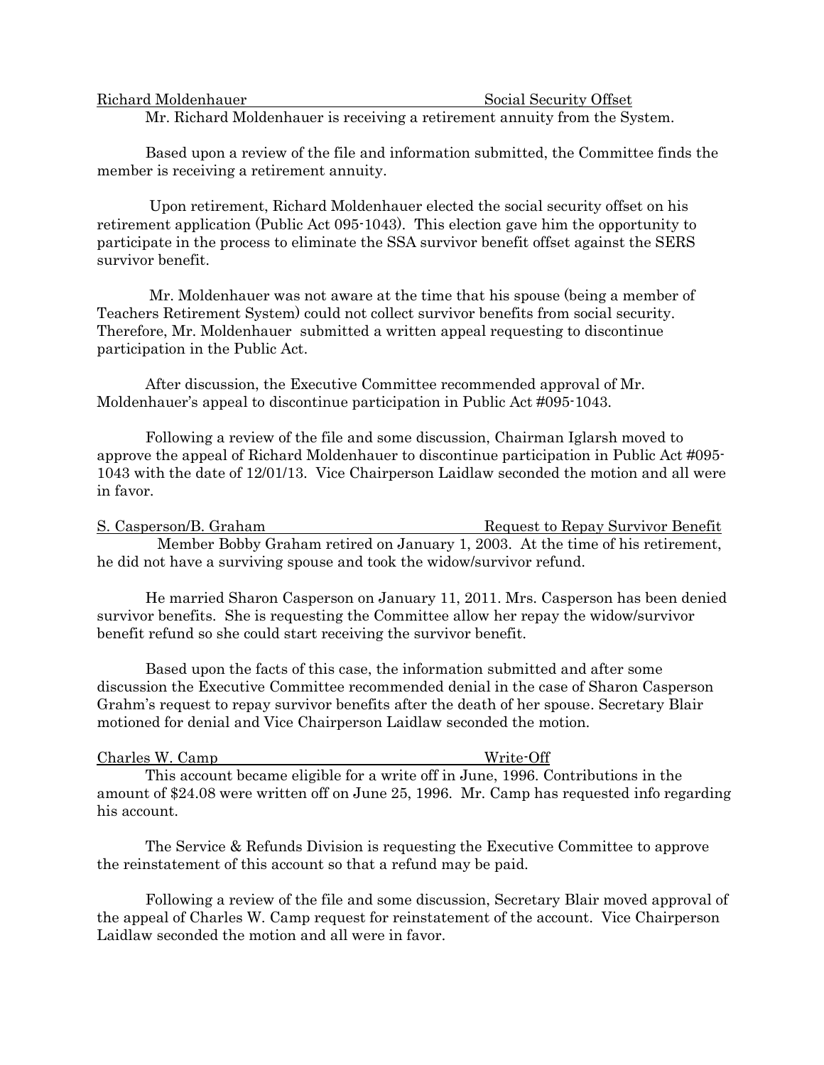<u>Richard Moldenhauer</u> <u>Social Security Offset</u>

Mr. Richard Moldenhauer is receiving a retirement annuity from the System.

Based upon a review of the file and information submitted, the Committee finds the member is receiving a retirement annuity.

Upon retirement, Richard Moldenhauer elected the social security offset on his retirement application (Public Act 095-1043). This election gave him the opportunity to participate in the process to eliminate the SSA survivor benefit offset against the SERS survivor benefit.

Mr. Moldenhauer was not aware at the time that his spouse (being a member of Teachers Retirement System) could not collect survivor benefits from social security. Therefore, Mr. Moldenhauer submitted a written appeal requesting to discontinue participation in the Public Act.

After discussion, the Executive Committee recommended approval of Mr. Moldenhauer's appeal to discontinue participation in Public Act #095-1043.

Following a review of the file and some discussion, Chairman Iglarsh moved to approve the appeal of Richard Moldenhauer to discontinue participation in Public Act #095-1043 with the date of 12/01/13. Vice Chairperson Laidlaw seconded the motion and all were in favor.

<u>S. Casperson/B. Graham</u> <u>Request to Repay Survivor Benefit</u>

Member Bobby Graham retired on January 1, 2003. At the time of his retirement, he did not have a surviving spouse and took the widow/survivor refund.

He married Sharon Casperson on January 11, 2011. Mrs. Casperson has been denied survivor benefits. She is requesting the Committee allow her repay the widow/survivor benefit refund so she could start receiving the survivor benefit.

Based upon the facts of this case, the information submitted and after some discussion the Executive Committee recommended denial in the case of Sharon Casperson Grahm's request to repay survivor benefits after the death of her spouse. Secretary Blair motioned for denial and Vice Chairperson Laidlaw seconded the motion.

<u>Charles W. Camp</u> <u>Write-Off</u>

This account became eligible for a write off in June, 1996. Contributions in the amount of $24.08 were written off on June 25, 1996. Mr. Camp has requested info regarding his account.

The Service & Refunds Division is requesting the Executive Committee to approve the reinstatement of this account so that a refund may be paid.

Following a review of the file and some discussion, Secretary Blair moved approval of the appeal of Charles W. Camp request for reinstatement of the account. Vice Chairperson Laidlaw seconded the motion and all were in favor.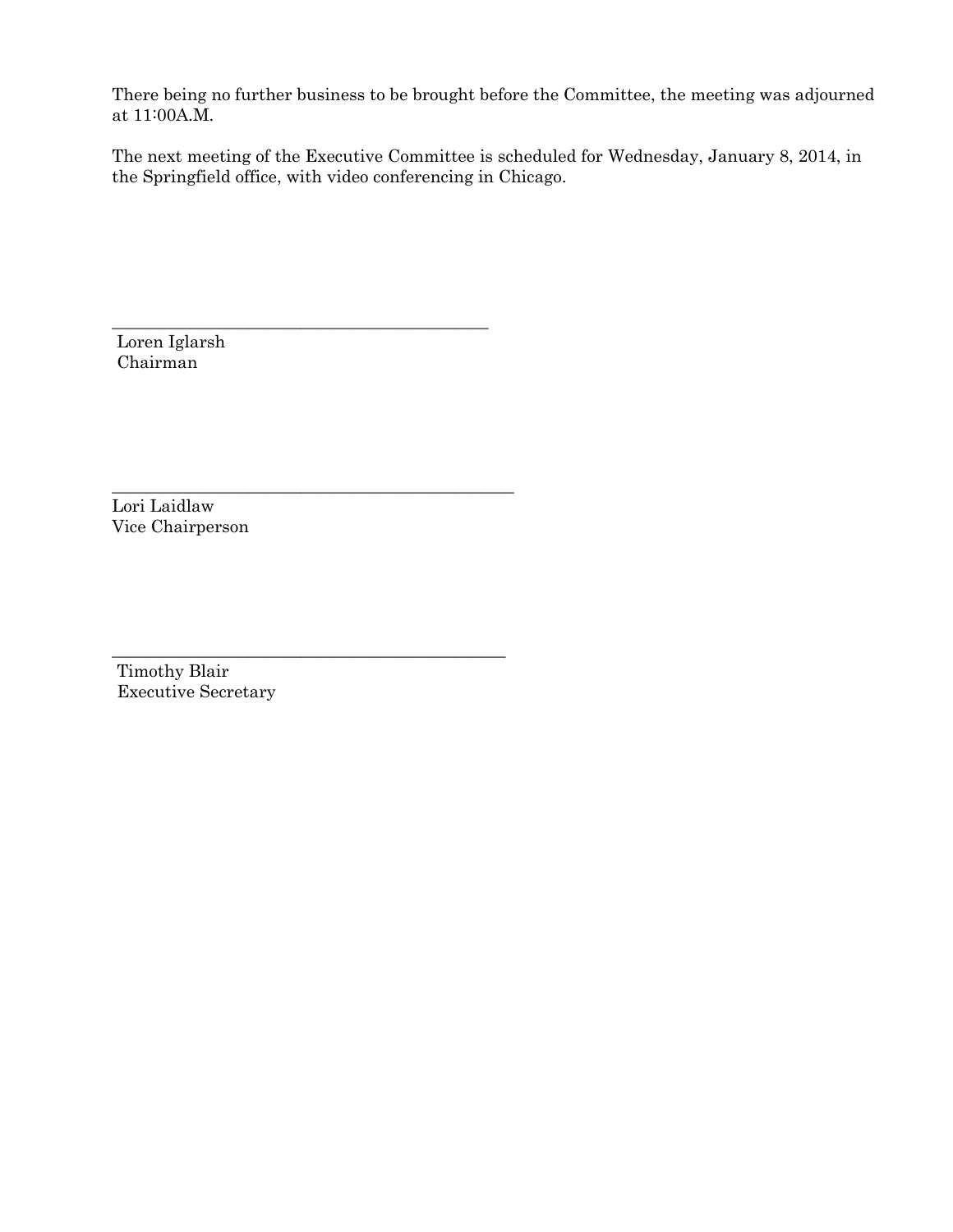There being no further business to be brought before the Committee, the meeting was adjourned at 11:00A.M.

The next meeting of the Executive Committee is scheduled for Wednesday, January 8, 2014, in the Springfield office, with video conferencing in Chicago.

\_\_\_\_\_\_\_\_\_\_\_\_\_\_\_\_\_\_\_\_\_\_\_\_\_\_\_\_\_\_\_\_\_\_\_\_\_\_\_\_\_\_\_

Loren Iglarsh
Chairman

\_\_\_\_\_\_\_\_\_\_\_\_\_\_\_\_\_\_\_\_\_\_\_\_\_\_\_\_\_\_\_\_\_\_\_\_\_\_\_\_\_\_\_

Lori Laidlaw
Vice Chairperson

\_\_\_\_\_\_\_\_\_\_\_\_\_\_\_\_\_\_\_\_\_\_\_\_\_\_\_\_\_\_\_\_\_\_\_\_\_\_\_\_\_\_\_

Timothy Blair
Executive Secretary